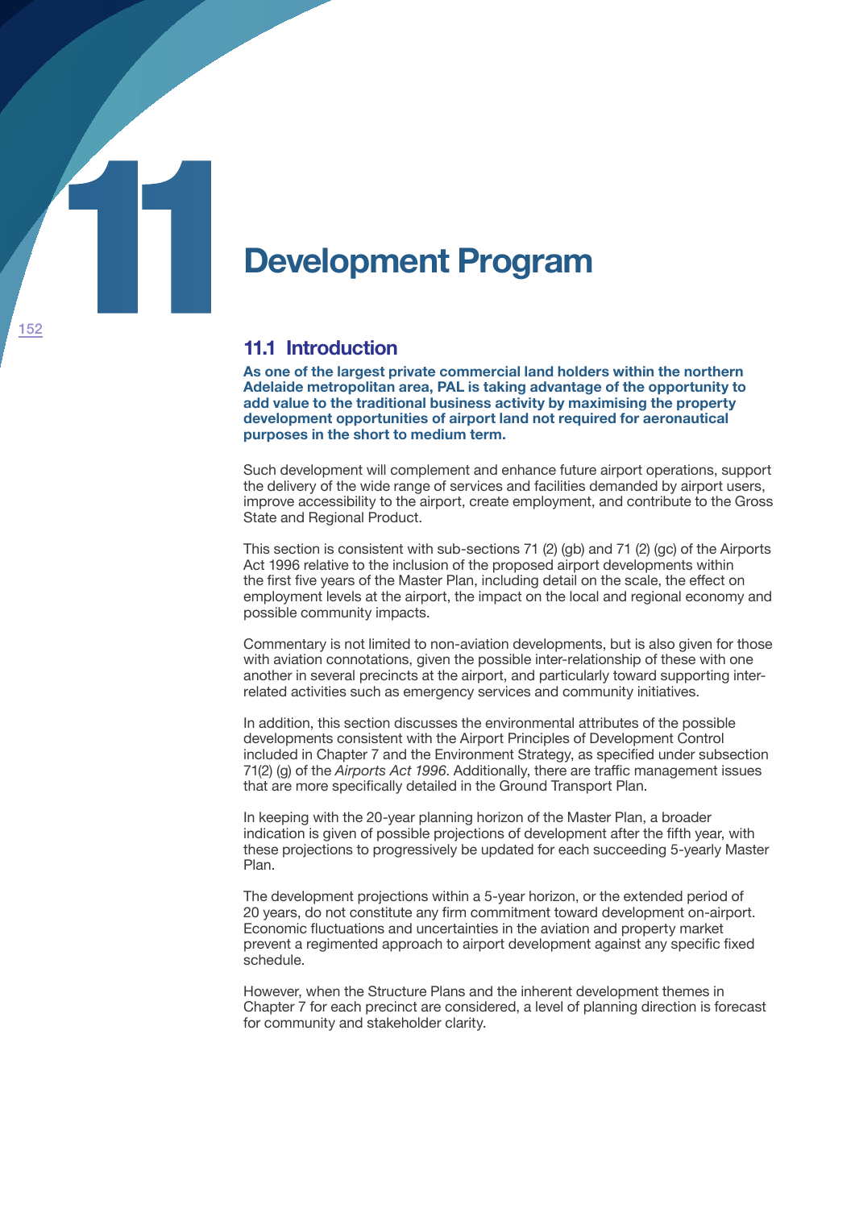# 11 Development Program

## 11.1 Introduction

**As one of the largest private commercial land holders within the northern Adelaide metropolitan area, PAL is taking advantage of the opportunity to add value to the traditional business activity by maximising the property development opportunities of airport land not required for aeronautical purposes in the short to medium term.**

Such development will complement and enhance future airport operations, support the delivery of the wide range of services and facilities demanded by airport users, improve accessibility to the airport, create employment, and contribute to the Gross State and Regional Product.

This section is consistent with sub-sections 71 (2) (gb) and 71 (2) (gc) of the Airports Act 1996 relative to the inclusion of the proposed airport developments within the first five years of the Master Plan, including detail on the scale, the effect on employment levels at the airport, the impact on the local and regional economy and possible community impacts.

Commentary is not limited to non-aviation developments, but is also given for those with aviation connotations, given the possible inter-relationship of these with one another in several precincts at the airport, and particularly toward supporting inter-related activities such as emergency services and community initiatives.

In addition, this section discusses the environmental attributes of the possible developments consistent with the Airport Principles of Development Control included in Chapter 7 and the Environment Strategy, as specified under subsection 71(2) (g) of the *Airports Act 1996*. Additionally, there are traffic management issues that are more specifically detailed in the Ground Transport Plan.

In keeping with the 20-year planning horizon of the Master Plan, a broader indication is given of possible projections of development after the fifth year, with these projections to progressively be updated for each succeeding 5-yearly Master Plan.

The development projections within a 5-year horizon, or the extended period of 20 years, do not constitute any firm commitment toward development on-airport. Economic fluctuations and uncertainties in the aviation and property market prevent a regimented approach to airport development against any specific fixed schedule.

However, when the Structure Plans and the inherent development themes in Chapter 7 for each precinct are considered, a level of planning direction is forecast for community and stakeholder clarity.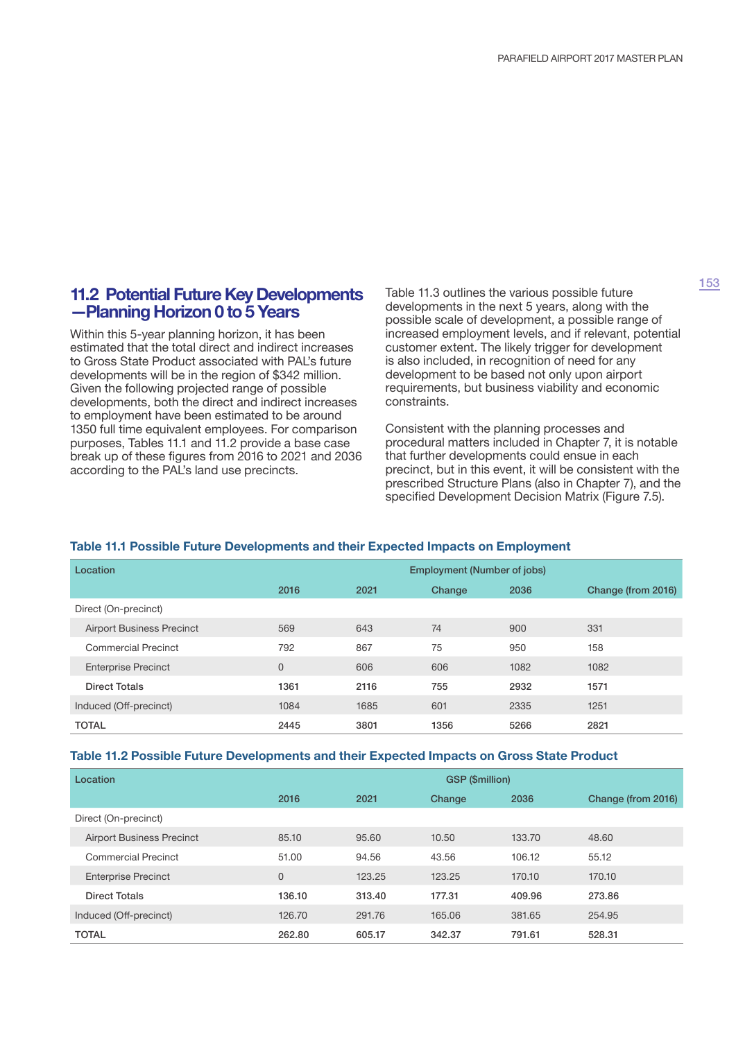## 11.2 Potential Future Key Developments —Planning Horizon 0 to 5 Years

Within this 5-year planning horizon, it has been estimated that the total direct and indirect increases to Gross State Product associated with PAL's future developments will be in the region of $342 million. Given the following projected range of possible developments, both the direct and indirect increases to employment have been estimated to be around 1350 full time equivalent employees. For comparison purposes, Tables 11.1 and 11.2 provide a base case break up of these figures from 2016 to 2021 and 2036 according to the PAL's land use precincts.

Table 11.3 outlines the various possible future developments in the next 5 years, along with the possible scale of development, a possible range of increased employment levels, and if relevant, potential customer extent. The likely trigger for development is also included, in recognition of need for any development to be based not only upon airport requirements, but business viability and economic constraints.

Consistent with the planning processes and procedural matters included in Chapter 7, it is notable that further developments could ensue in each precinct, but in this event, it will be consistent with the prescribed Structure Plans (also in Chapter 7), and the specified Development Decision Matrix (Figure 7.5).

**Table 11.1 Possible Future Developments and their Expected Impacts on Employment**

| Location | Employment (Number of jobs) | | | | |
|---|---|---|---|---|---|
| | 2016 | 2021 | Change | 2036 | Change (from 2016) |
| Direct (On-precinct) | | | | | |
| Airport Business Precinct | 569 | 643 | 74 | 900 | 331 |
| Commercial Precinct | 792 | 867 | 75 | 950 | 158 |
| Enterprise Precinct | 0 | 606 | 606 | 1082 | 1082 |
| **Direct Totals** | **1361** | **2116** | **755** | **2932** | **1571** |
| Induced (Off-precinct) | 1084 | 1685 | 601 | 2335 | 1251 |
| **TOTAL** | **2445** | **3801** | **1356** | **5266** | **2821** |

**Table 11.2 Possible Future Developments and their Expected Impacts on Gross State Product**

| Location | GSP ($million) | | | | |
|---|---|---|---|---|---|
| | 2016 | 2021 | Change | 2036 | Change (from 2016) |
| Direct (On-precinct) | | | | | |
| Airport Business Precinct | 85.10 | 95.60 | 10.50 | 133.70 | 48.60 |
| Commercial Precinct | 51.00 | 94.56 | 43.56 | 106.12 | 55.12 |
| Enterprise Precinct | 0 | 123.25 | 123.25 | 170.10 | 170.10 |
| **Direct Totals** | **136.10** | **313.40** | **177.31** | **409.96** | **273.86** |
| Induced (Off-precinct) | 126.70 | 291.76 | 165.06 | 381.65 | 254.95 |
| **TOTAL** | **262.80** | **605.17** | **342.37** | **791.61** | **528.31** |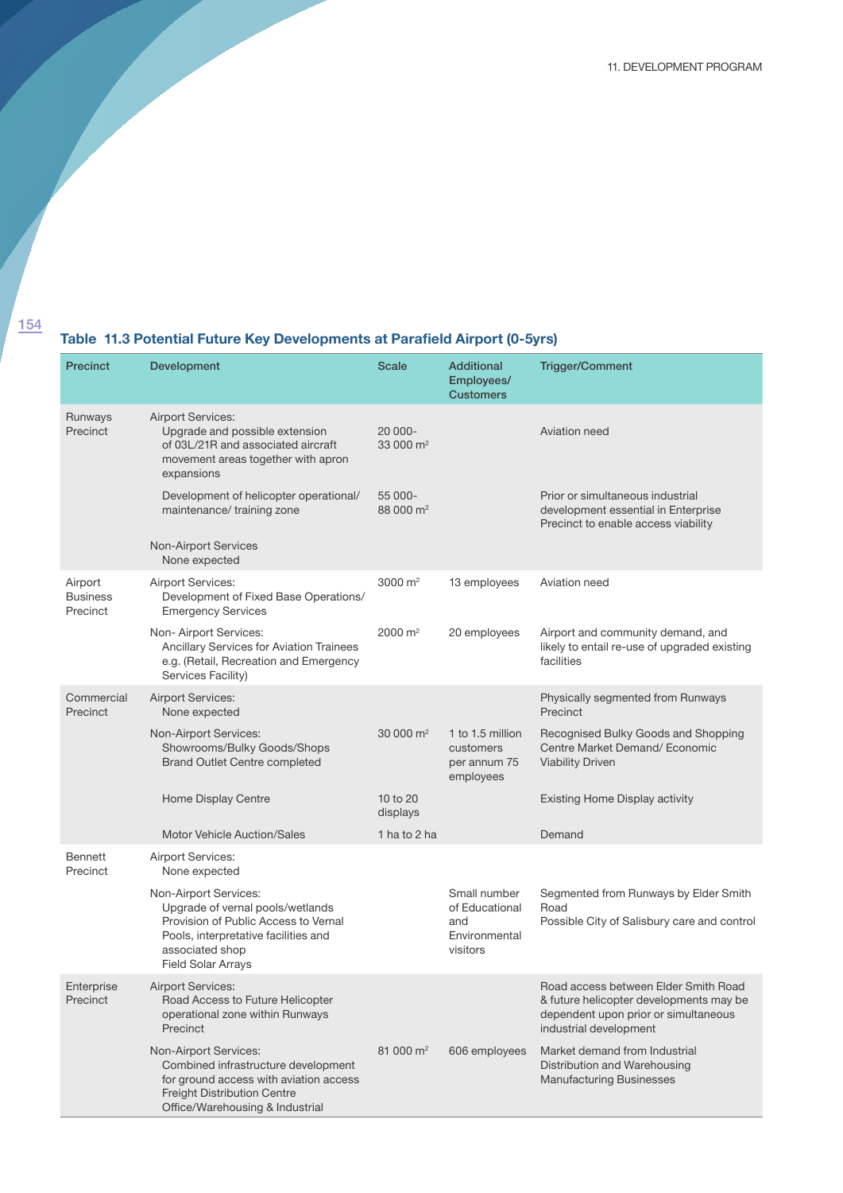## Table 11.3 Potential Future Key Developments at Parafield Airport (0-5yrs)

| Precinct | Development | Scale | Additional Employees/ Customers | Trigger/Comment |
|---|---|---|---|---|
| Runways Precinct | Airport Services:<br>Upgrade and possible extension of 03L/21R and associated aircraft movement areas together with apron expansions | 20 000-33 000 $m^2$ | | Aviation need |
| | Development of helicopter operational/ maintenance/ training zone | 55 000-88 000 $m^2$ | | Prior or simultaneous industrial development essential in Enterprise Precinct to enable access viability |
| | Non-Airport Services<br>None expected | | | |
| Airport Business Precinct | Airport Services:<br>Development of Fixed Base Operations/ Emergency Services | 3000 $m^2$ | 13 employees | Aviation need |
| | Non- Airport Services:<br>Ancillary Services for Aviation Trainees e.g. (Retail, Recreation and Emergency Services Facility) | 2000 $m^2$ | 20 employees | Airport and community demand, and likely to entail re-use of upgraded existing facilities |
| Commercial Precinct | Airport Services:<br>None expected | | | Physically segmented from Runways Precinct |
| | Non-Airport Services:<br>Showrooms/Bulky Goods/Shops<br>Brand Outlet Centre completed | 30 000 $m^2$ | 1 to 1.5 million customers per annum 75 employees | Recognised Bulky Goods and Shopping Centre Market Demand/ Economic Viability Driven |
| | Home Display Centre | 10 to 20 displays | | Existing Home Display activity |
| | Motor Vehicle Auction/Sales | 1 ha to 2 ha | | Demand |
| Bennett Precinct | Airport Services:<br>None expected | | | |
| | Non-Airport Services:<br>Upgrade of vernal pools/wetlands<br>Provision of Public Access to Vernal Pools, interpretative facilities and associated shop<br>Field Solar Arrays | | Small number of Educational and Environmental visitors | Segmented from Runways by Elder Smith Road<br>Possible City of Salisbury care and control |
| Enterprise Precinct | Airport Services:<br>Road Access to Future Helicopter operational zone within Runways Precinct | | | Road access between Elder Smith Road & future helicopter developments may be dependent upon prior or simultaneous industrial development |
| | Non-Airport Services:<br>Combined infrastructure development for ground access with aviation access<br>Freight Distribution Centre<br>Office/Warehousing & Industrial | 81 000 $m^2$ | 606 employees | Market demand from Industrial Distribution and Warehousing Manufacturing Businesses |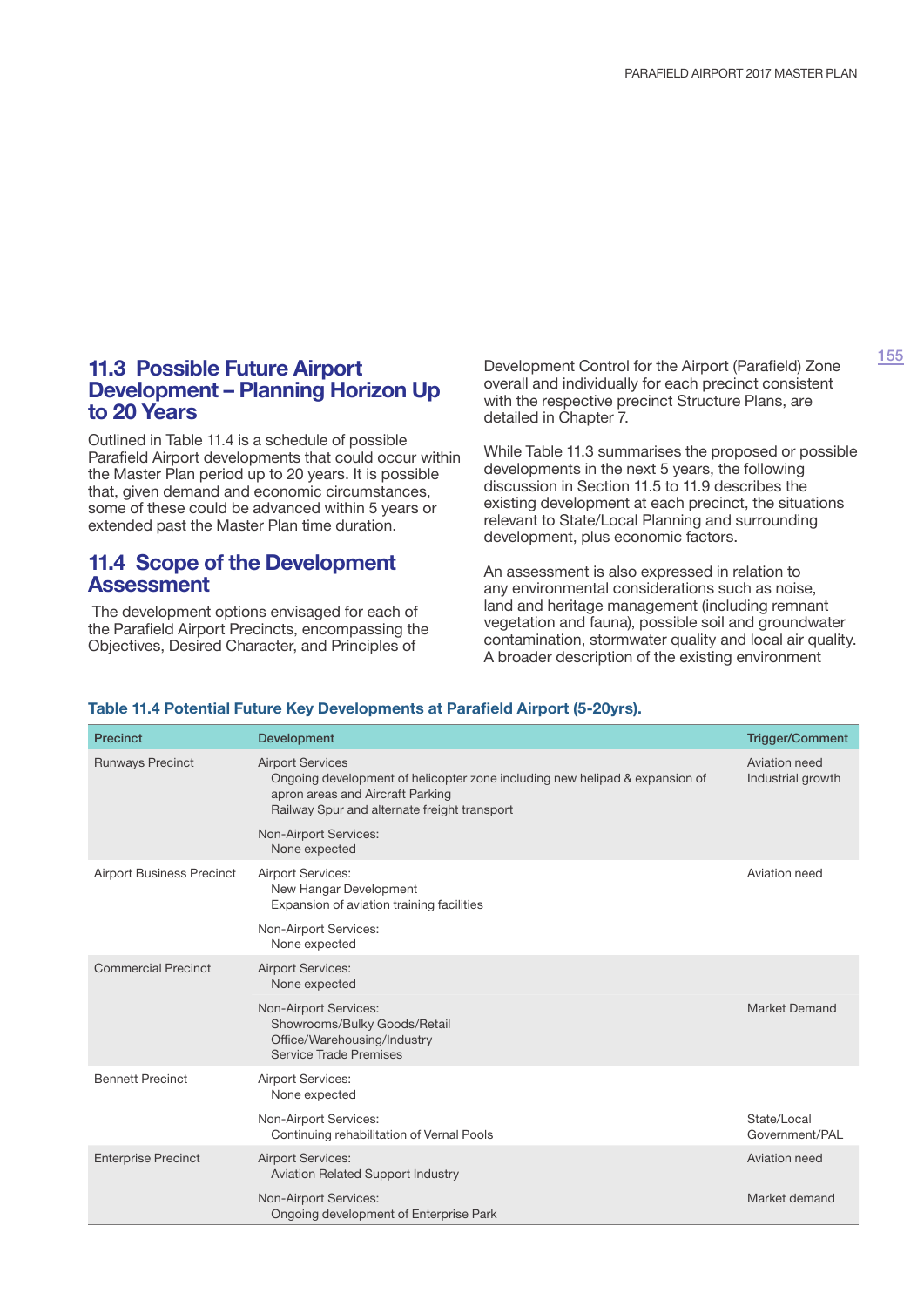## 11.3 Possible Future Airport Development – Planning Horizon Up to 20 Years

Outlined in Table 11.4 is a schedule of possible Parafield Airport developments that could occur within the Master Plan period up to 20 years. It is possible that, given demand and economic circumstances, some of these could be advanced within 5 years or extended past the Master Plan time duration.

## 11.4 Scope of the Development Assessment

The development options envisaged for each of the Parafield Airport Precincts, encompassing the Objectives, Desired Character, and Principles of Development Control for the Airport (Parafield) Zone overall and individually for each precinct consistent with the respective precinct Structure Plans, are detailed in Chapter 7.

While Table 11.3 summarises the proposed or possible developments in the next 5 years, the following discussion in Section 11.5 to 11.9 describes the existing development at each precinct, the situations relevant to State/Local Planning and surrounding development, plus economic factors.

An assessment is also expressed in relation to any environmental considerations such as noise, land and heritage management (including remnant vegetation and fauna), possible soil and groundwater contamination, stormwater quality and local air quality. A broader description of the existing environment

**Table 11.4 Potential Future Key Developments at Parafield Airport (5-20yrs).**

| Precinct | Development | Trigger/Comment |
|---|---|---|
| Runways Precinct | Airport Services<br>Ongoing development of helicopter zone including new helipad & expansion of apron areas and Aircraft Parking<br>Railway Spur and alternate freight transport | Aviation need<br>Industrial growth |
| | Non-Airport Services:<br>None expected | |
| Airport Business Precinct | Airport Services:<br>New Hangar Development<br>Expansion of aviation training facilities | Aviation need |
| | Non-Airport Services:<br>None expected | |
| Commercial Precinct | Airport Services:<br>None expected | |
| | Non-Airport Services:<br>Showrooms/Bulky Goods/Retail<br>Office/Warehousing/Industry<br>Service Trade Premises | Market Demand |
| Bennett Precinct | Airport Services:<br>None expected | |
| | Non-Airport Services:<br>Continuing rehabilitation of Vernal Pools | State/Local Government/PAL |
| Enterprise Precinct | Airport Services:<br>Aviation Related Support Industry | Aviation need |
| | Non-Airport Services:<br>Ongoing development of Enterprise Park | Market demand |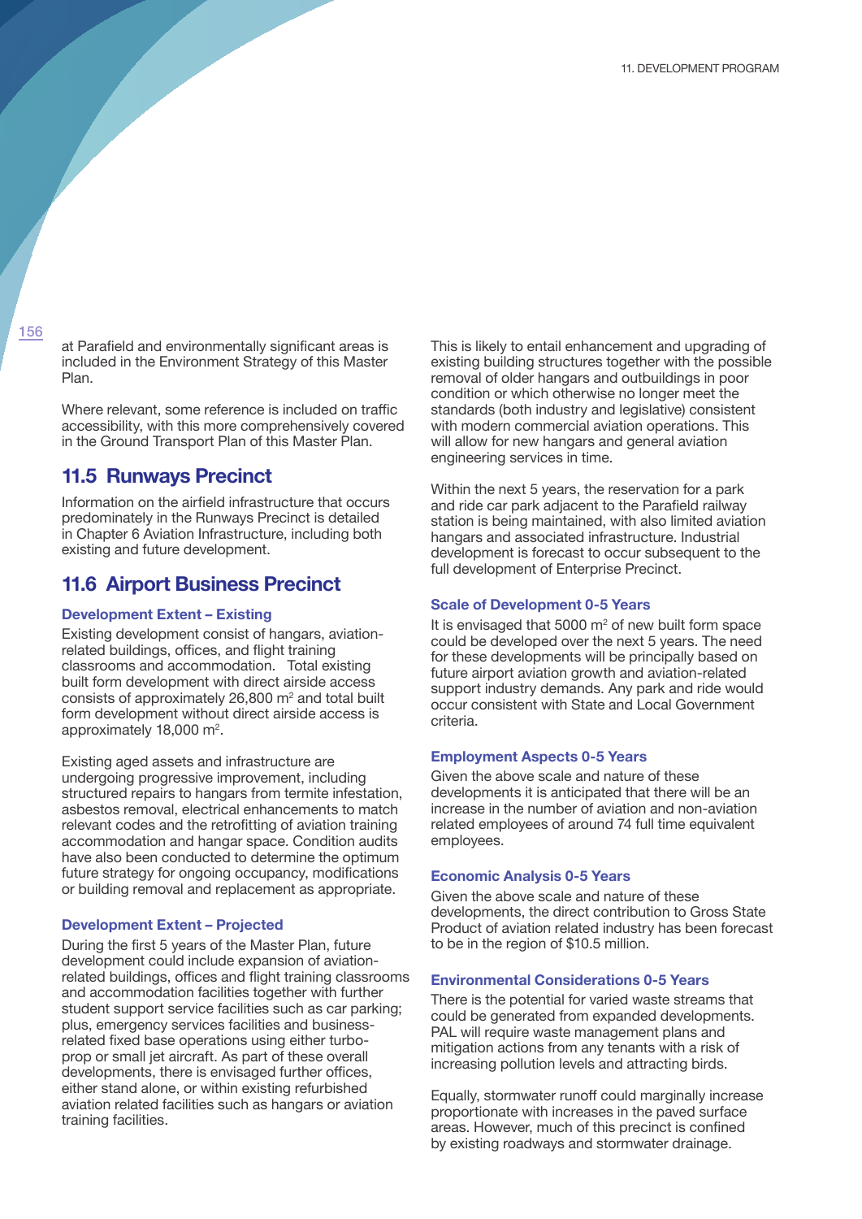at Parafield and environmentally significant areas is included in the Environment Strategy of this Master Plan.

Where relevant, some reference is included on traffic accessibility, with this more comprehensively covered in the Ground Transport Plan of this Master Plan.

## 11.5 Runways Precinct

Information on the airfield infrastructure that occurs predominately in the Runways Precinct is detailed in Chapter 6 Aviation Infrastructure, including both existing and future development.

## 11.6 Airport Business Precinct

### Development Extent – Existing

Existing development consist of hangars, aviation-related buildings, offices, and flight training classrooms and accommodation. Total existing built form development with direct airside access consists of approximately 26,800 m$^2$ and total built form development without direct airside access is approximately 18,000 m$^2$.

Existing aged assets and infrastructure are undergoing progressive improvement, including structured repairs to hangars from termite infestation, asbestos removal, electrical enhancements to match relevant codes and the retrofitting of aviation training accommodation and hangar space. Condition audits have also been conducted to determine the optimum future strategy for ongoing occupancy, modifications or building removal and replacement as appropriate.

### Development Extent – Projected

During the first 5 years of the Master Plan, future development could include expansion of aviation-related buildings, offices and flight training classrooms and accommodation facilities together with further student support service facilities such as car parking; plus, emergency services facilities and business-related fixed base operations using either turbo-prop or small jet aircraft. As part of these overall developments, there is envisaged further offices, either stand alone, or within existing refurbished aviation related facilities such as hangars or aviation training facilities.

This is likely to entail enhancement and upgrading of existing building structures together with the possible removal of older hangars and outbuildings in poor condition or which otherwise no longer meet the standards (both industry and legislative) consistent with modern commercial aviation operations. This will allow for new hangars and general aviation engineering services in time.

Within the next 5 years, the reservation for a park and ride car park adjacent to the Parafield railway station is being maintained, with also limited aviation hangars and associated infrastructure. Industrial development is forecast to occur subsequent to the full development of Enterprise Precinct.

### Scale of Development 0-5 Years

It is envisaged that 5000 m$^2$ of new built form space could be developed over the next 5 years. The need for these developments will be principally based on future airport aviation growth and aviation-related support industry demands. Any park and ride would occur consistent with State and Local Government criteria.

### Employment Aspects 0-5 Years

Given the above scale and nature of these developments it is anticipated that there will be an increase in the number of aviation and non-aviation related employees of around 74 full time equivalent employees.

### Economic Analysis 0-5 Years

Given the above scale and nature of these developments, the direct contribution to Gross State Product of aviation related industry has been forecast to be in the region of $10.5 million.

### Environmental Considerations 0-5 Years

There is the potential for varied waste streams that could be generated from expanded developments. PAL will require waste management plans and mitigation actions from any tenants with a risk of increasing pollution levels and attracting birds.

Equally, stormwater runoff could marginally increase proportionate with increases in the paved surface areas. However, much of this precinct is confined by existing roadways and stormwater drainage.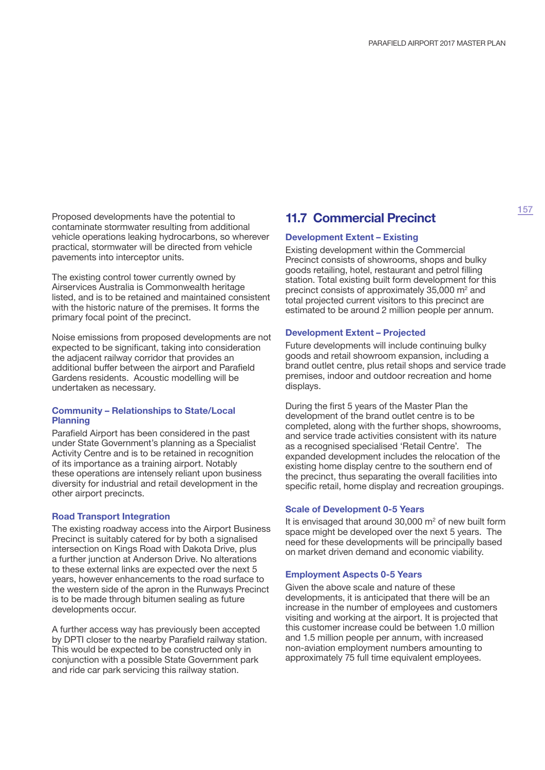Proposed developments have the potential to contaminate stormwater resulting from additional vehicle operations leaking hydrocarbons, so wherever practical, stormwater will be directed from vehicle pavements into interceptor units.

The existing control tower currently owned by Airservices Australia is Commonwealth heritage listed, and is to be retained and maintained consistent with the historic nature of the premises. It forms the primary focal point of the precinct.

Noise emissions from proposed developments are not expected to be significant, taking into consideration the adjacent railway corridor that provides an additional buffer between the airport and Parafield Gardens residents. Acoustic modelling will be undertaken as necessary.

### Community – Relationships to State/Local Planning

Parafield Airport has been considered in the past under State Government's planning as a Specialist Activity Centre and is to be retained in recognition of its importance as a training airport. Notably these operations are intensely reliant upon business diversity for industrial and retail development in the other airport precincts.

### Road Transport Integration

The existing roadway access into the Airport Business Precinct is suitably catered for by both a signalised intersection on Kings Road with Dakota Drive, plus a further junction at Anderson Drive. No alterations to these external links are expected over the next 5 years, however enhancements to the road surface to the western side of the apron in the Runways Precinct is to be made through bitumen sealing as future developments occur.

A further access way has previously been accepted by DPTI closer to the nearby Parafield railway station. This would be expected to be constructed only in conjunction with a possible State Government park and ride car park servicing this railway station.

## 11.7 Commercial Precinct

### Development Extent – Existing

Existing development within the Commercial Precinct consists of showrooms, shops and bulky goods retailing, hotel, restaurant and petrol filling station. Total existing built form development for this precinct consists of approximately 35,000 m$^2$ and total projected current visitors to this precinct are estimated to be around 2 million people per annum.

### Development Extent – Projected

Future developments will include continuing bulky goods and retail showroom expansion, including a brand outlet centre, plus retail shops and service trade premises, indoor and outdoor recreation and home displays.

During the first 5 years of the Master Plan the development of the brand outlet centre is to be completed, along with the further shops, showrooms, and service trade activities consistent with its nature as a recognised specialised 'Retail Centre'. The expanded development includes the relocation of the existing home display centre to the southern end of the precinct, thus separating the overall facilities into specific retail, home display and recreation groupings.

### Scale of Development 0-5 Years

It is envisaged that around 30,000 m$^2$ of new built form space might be developed over the next 5 years. The need for these developments will be principally based on market driven demand and economic viability.

### Employment Aspects 0-5 Years

Given the above scale and nature of these developments, it is anticipated that there will be an increase in the number of employees and customers visiting and working at the airport. It is projected that this customer increase could be between 1.0 million and 1.5 million people per annum, with increased non-aviation employment numbers amounting to approximately 75 full time equivalent employees.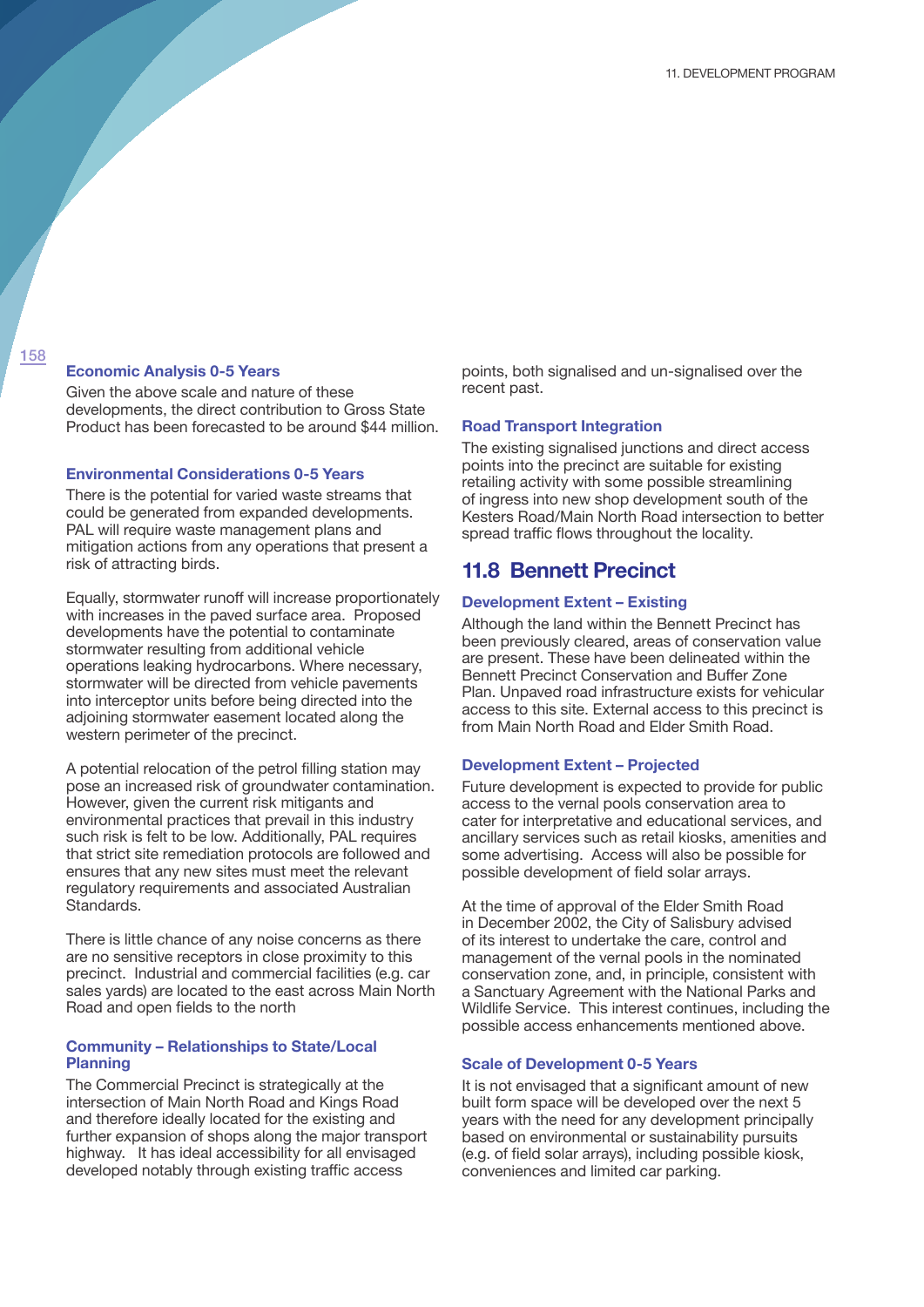### Economic Analysis 0-5 Years

Given the above scale and nature of these developments, the direct contribution to Gross State Product has been forecasted to be around $44 million.

### Environmental Considerations 0-5 Years

There is the potential for varied waste streams that could be generated from expanded developments. PAL will require waste management plans and mitigation actions from any operations that present a risk of attracting birds.

Equally, stormwater runoff will increase proportionately with increases in the paved surface area. Proposed developments have the potential to contaminate stormwater resulting from additional vehicle operations leaking hydrocarbons. Where necessary, stormwater will be directed from vehicle pavements into interceptor units before being directed into the adjoining stormwater easement located along the western perimeter of the precinct.

A potential relocation of the petrol filling station may pose an increased risk of groundwater contamination. However, given the current risk mitigants and environmental practices that prevail in this industry such risk is felt to be low. Additionally, PAL requires that strict site remediation protocols are followed and ensures that any new sites must meet the relevant regulatory requirements and associated Australian Standards.

There is little chance of any noise concerns as there are no sensitive receptors in close proximity to this precinct. Industrial and commercial facilities (e.g. car sales yards) are located to the east across Main North Road and open fields to the north

### Community – Relationships to State/Local Planning

The Commercial Precinct is strategically at the intersection of Main North Road and Kings Road and therefore ideally located for the existing and further expansion of shops along the major transport highway. It has ideal accessibility for all envisaged developed notably through existing traffic access points, both signalised and un-signalised over the recent past.

### Road Transport Integration

The existing signalised junctions and direct access points into the precinct are suitable for existing retailing activity with some possible streamlining of ingress into new shop development south of the Kesters Road/Main North Road intersection to better spread traffic flows throughout the locality.

## 11.8 Bennett Precinct

### Development Extent – Existing

Although the land within the Bennett Precinct has been previously cleared, areas of conservation value are present. These have been delineated within the Bennett Precinct Conservation and Buffer Zone Plan. Unpaved road infrastructure exists for vehicular access to this site. External access to this precinct is from Main North Road and Elder Smith Road.

### Development Extent – Projected

Future development is expected to provide for public access to the vernal pools conservation area to cater for interpretative and educational services, and ancillary services such as retail kiosks, amenities and some advertising. Access will also be possible for possible development of field solar arrays.

At the time of approval of the Elder Smith Road in December 2002, the City of Salisbury advised of its interest to undertake the care, control and management of the vernal pools in the nominated conservation zone, and, in principle, consistent with a Sanctuary Agreement with the National Parks and Wildlife Service. This interest continues, including the possible access enhancements mentioned above.

### Scale of Development 0-5 Years

It is not envisaged that a significant amount of new built form space will be developed over the next 5 years with the need for any development principally based on environmental or sustainability pursuits (e.g. of field solar arrays), including possible kiosk, conveniences and limited car parking.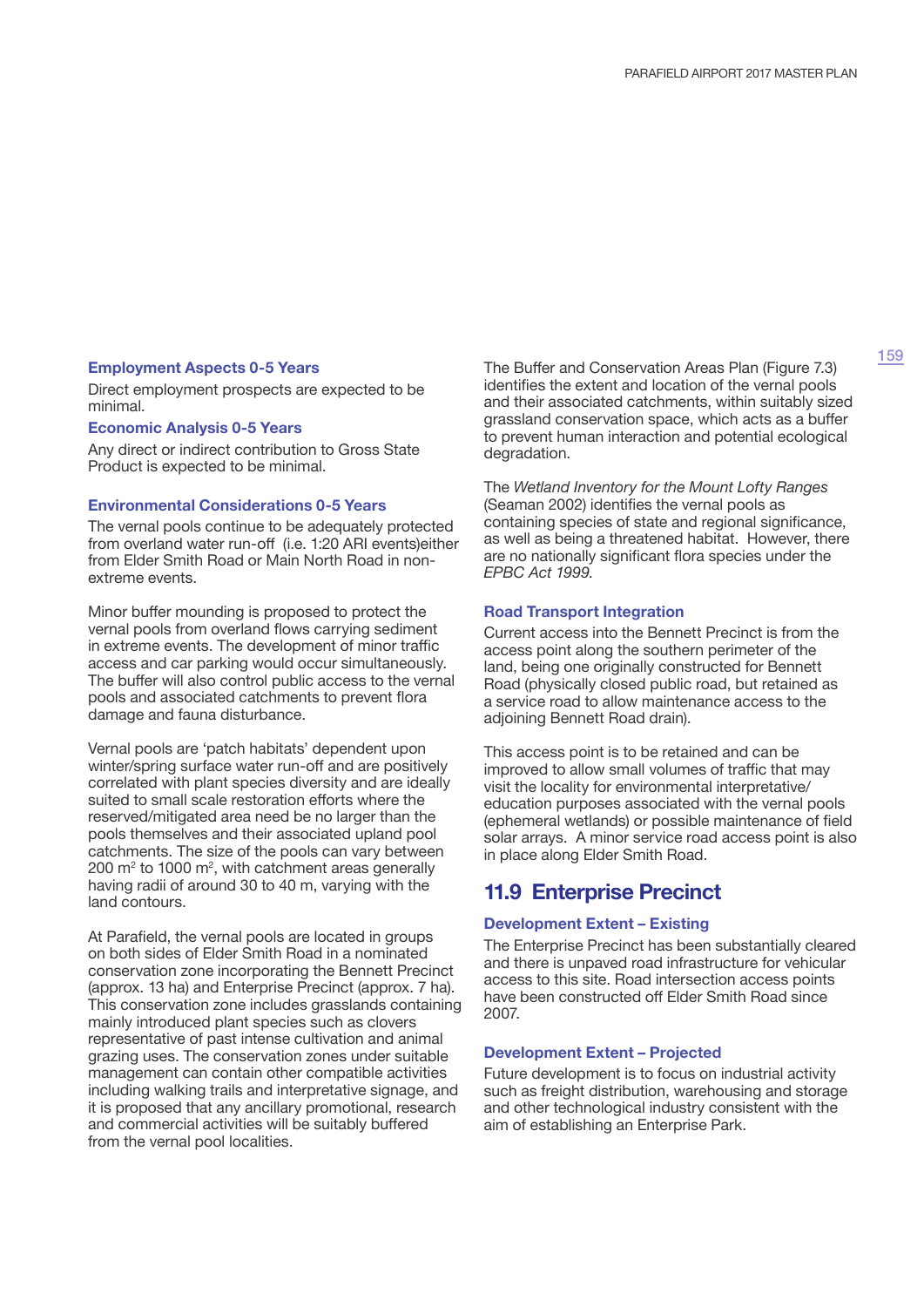### Employment Aspects 0-5 Years

Direct employment prospects are expected to be minimal.

### Economic Analysis 0-5 Years

Any direct or indirect contribution to Gross State Product is expected to be minimal.

### Environmental Considerations 0-5 Years

The vernal pools continue to be adequately protected from overland water run-off (i.e. 1:20 ARI events)either from Elder Smith Road or Main North Road in non-extreme events.

Minor buffer mounding is proposed to protect the vernal pools from overland flows carrying sediment in extreme events. The development of minor traffic access and car parking would occur simultaneously. The buffer will also control public access to the vernal pools and associated catchments to prevent flora damage and fauna disturbance.

Vernal pools are 'patch habitats' dependent upon winter/spring surface water run-off and are positively correlated with plant species diversity and are ideally suited to small scale restoration efforts where the reserved/mitigated area need be no larger than the pools themselves and their associated upland pool catchments. The size of the pools can vary between 200 $m^2$ to 1000 $m^2$, with catchment areas generally having radii of around 30 to 40 m, varying with the land contours.

At Parafield, the vernal pools are located in groups on both sides of Elder Smith Road in a nominated conservation zone incorporating the Bennett Precinct (approx. 13 ha) and Enterprise Precinct (approx. 7 ha). This conservation zone includes grasslands containing mainly introduced plant species such as clovers representative of past intense cultivation and animal grazing uses. The conservation zones under suitable management can contain other compatible activities including walking trails and interpretative signage, and it is proposed that any ancillary promotional, research and commercial activities will be suitably buffered from the vernal pool localities.

The Buffer and Conservation Areas Plan (Figure 7.3) identifies the extent and location of the vernal pools and their associated catchments, within suitably sized grassland conservation space, which acts as a buffer to prevent human interaction and potential ecological degradation.

The *Wetland Inventory for the Mount Lofty Ranges* (Seaman 2002) identifies the vernal pools as containing species of state and regional significance, as well as being a threatened habitat. However, there are no nationally significant flora species under the *EPBC Act 1999.*

### Road Transport Integration

Current access into the Bennett Precinct is from the access point along the southern perimeter of the land, being one originally constructed for Bennett Road (physically closed public road, but retained as a service road to allow maintenance access to the adjoining Bennett Road drain).

This access point is to be retained and can be improved to allow small volumes of traffic that may visit the locality for environmental interpretative/ education purposes associated with the vernal pools (ephemeral wetlands) or possible maintenance of field solar arrays. A minor service road access point is also in place along Elder Smith Road.

## 11.9 Enterprise Precinct

### Development Extent – Existing

The Enterprise Precinct has been substantially cleared and there is unpaved road infrastructure for vehicular access to this site. Road intersection access points have been constructed off Elder Smith Road since 2007.

### Development Extent – Projected

Future development is to focus on industrial activity such as freight distribution, warehousing and storage and other technological industry consistent with the aim of establishing an Enterprise Park.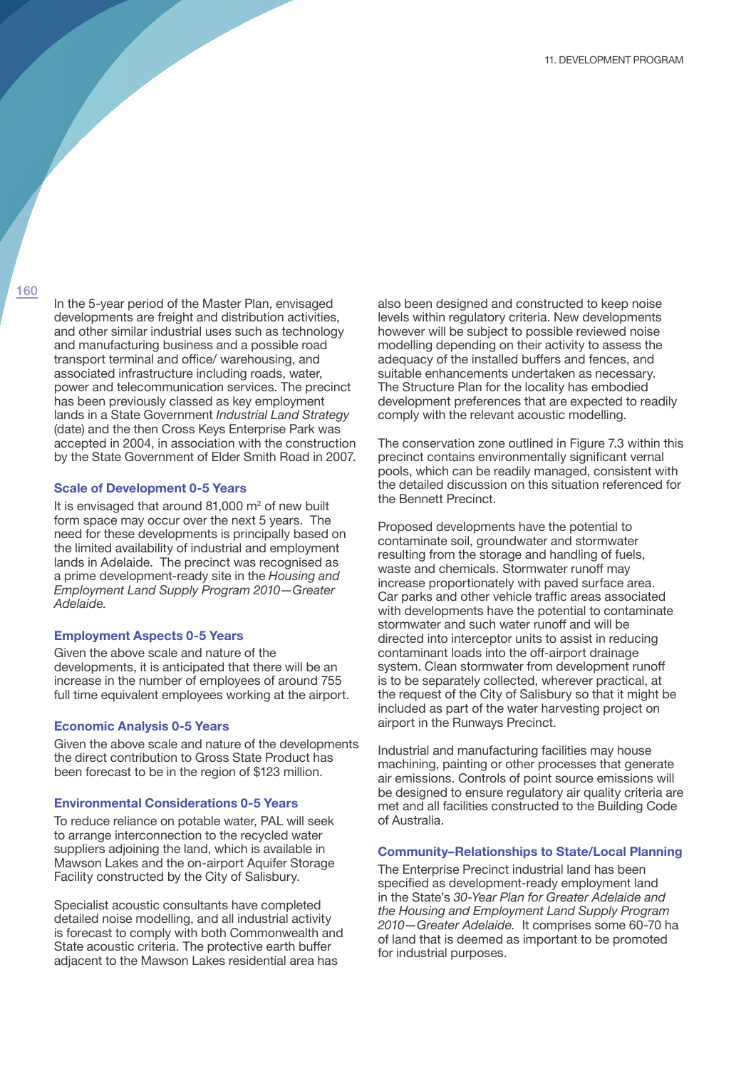In the 5-year period of the Master Plan, envisaged developments are freight and distribution activities, and other similar industrial uses such as technology and manufacturing business and a possible road transport terminal and office/ warehousing, and associated infrastructure including roads, water, power and telecommunication services. The precinct has been previously classed as key employment lands in a State Government *Industrial Land Strategy* (date) and the then Cross Keys Enterprise Park was accepted in 2004, in association with the construction by the State Government of Elder Smith Road in 2007.

### Scale of Development 0-5 Years

It is envisaged that around 81,000 m$^2$ of new built form space may occur over the next 5 years. The need for these developments is principally based on the limited availability of industrial and employment lands in Adelaide. The precinct was recognised as a prime development-ready site in the *Housing and Employment Land Supply Program 2010—Greater Adelaide*.

### Employment Aspects 0-5 Years

Given the above scale and nature of the developments, it is anticipated that there will be an increase in the number of employees of around 755 full time equivalent employees working at the airport.

### Economic Analysis 0-5 Years

Given the above scale and nature of the developments the direct contribution to Gross State Product has been forecast to be in the region of $123 million.

### Environmental Considerations 0-5 Years

To reduce reliance on potable water, PAL will seek to arrange interconnection to the recycled water suppliers adjoining the land, which is available in Mawson Lakes and the on-airport Aquifer Storage Facility constructed by the City of Salisbury.

Specialist acoustic consultants have completed detailed noise modelling, and all industrial activity is forecast to comply with both Commonwealth and State acoustic criteria. The protective earth buffer adjacent to the Mawson Lakes residential area has also been designed and constructed to keep noise levels within regulatory criteria. New developments however will be subject to possible reviewed noise modelling depending on their activity to assess the adequacy of the installed buffers and fences, and suitable enhancements undertaken as necessary. The Structure Plan for the locality has embodied development preferences that are expected to readily comply with the relevant acoustic modelling.

The conservation zone outlined in Figure 7.3 within this precinct contains environmentally significant vernal pools, which can be readily managed, consistent with the detailed discussion on this situation referenced for the Bennett Precinct.

Proposed developments have the potential to contaminate soil, groundwater and stormwater resulting from the storage and handling of fuels, waste and chemicals. Stormwater runoff may increase proportionately with paved surface area. Car parks and other vehicle traffic areas associated with developments have the potential to contaminate stormwater and such water runoff and will be directed into interceptor units to assist in reducing contaminant loads into the off-airport drainage system. Clean stormwater from development runoff is to be separately collected, wherever practical, at the request of the City of Salisbury so that it might be included as part of the water harvesting project on airport in the Runways Precinct.

Industrial and manufacturing facilities may house machining, painting or other processes that generate air emissions. Controls of point source emissions will be designed to ensure regulatory air quality criteria are met and all facilities constructed to the Building Code of Australia.

### Community–Relationships to State/Local Planning

The Enterprise Precinct industrial land has been specified as development-ready employment land in the State's *30-Year Plan for Greater Adelaide and the Housing and Employment Land Supply Program 2010—Greater Adelaide.* It comprises some 60-70 ha of land that is deemed as important to be promoted for industrial purposes.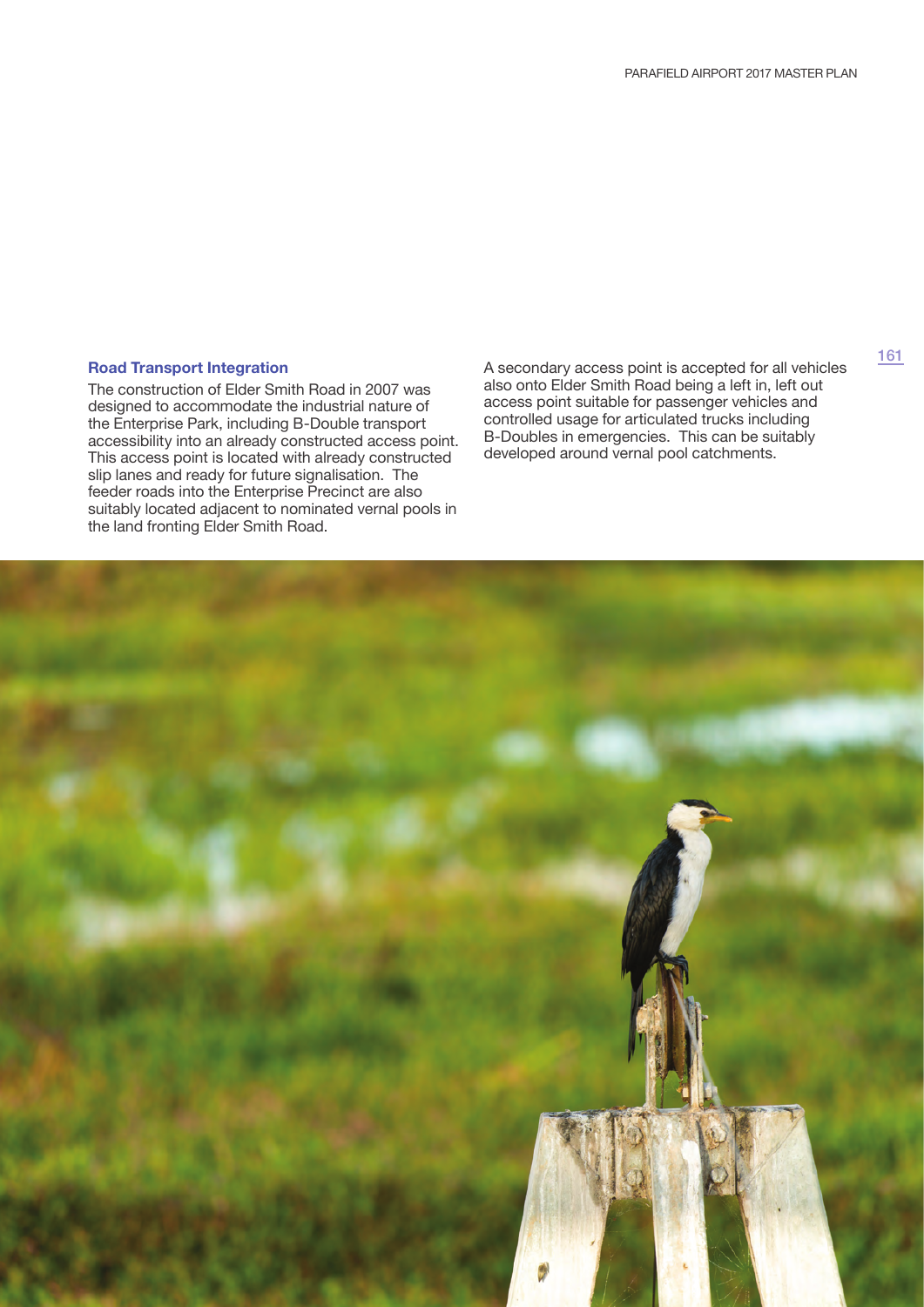## Road Transport Integration

The construction of Elder Smith Road in 2007 was designed to accommodate the industrial nature of the Enterprise Park, including B-Double transport accessibility into an already constructed access point. This access point is located with already constructed slip lanes and ready for future signalisation. The feeder roads into the Enterprise Precinct are also suitably located adjacent to nominated vernal pools in the land fronting Elder Smith Road.

A secondary access point is accepted for all vehicles also onto Elder Smith Road being a left in, left out access point suitable for passenger vehicles and controlled usage for articulated trucks including B-Doubles in emergencies. This can be suitably developed around vernal pool catchments.